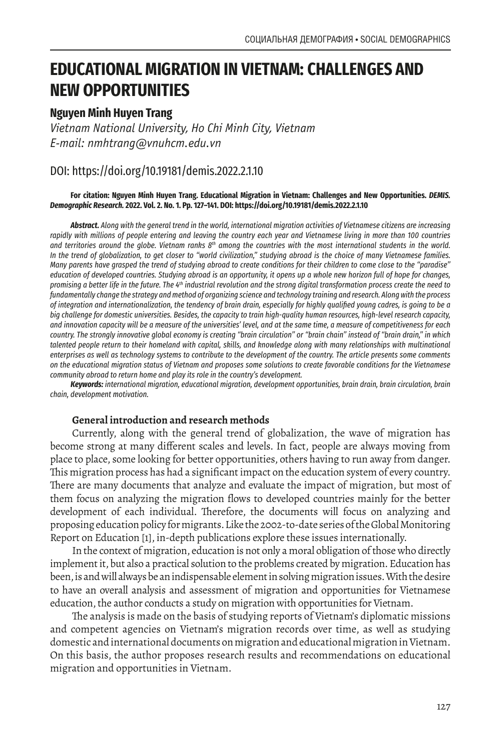# EDUCATIONAL MIGRATION IN VIETNAM: CHALLENGES AND NEW OPPORTUNITIES

**Nguyen Minh Huyen Trang**

*Vietnam National University, Ho Chi Minh City, Vietnam*
*E-mail: nmhtrang@vnuhcm.edu.vn*

DOI: https://doi.org/10.19181/demis.2022.2.1.10

**For citation: Nguyen Minh Huyen Trang. Educational Migration in Vietnam: Challenges and New Opportunities. *DEMIS. Demographic Research.* 2022. Vol. 2. No. 1. Pp. 127–141. DOI: https://doi.org/10.19181/demis.2022.2.1.10**

***Abstract.*** *Along with the general trend in the world, international migration activities of Vietnamese citizens are increasing rapidly with millions of people entering and leaving the country each year and Vietnamese living in more than 100 countries and territories around the globe. Vietnam ranks 8th among the countries with the most international students in the world. In the trend of globalization, to get closer to "world civilization," studying abroad is the choice of many Vietnamese families. Many parents have grasped the trend of studying abroad to create conditions for their children to come close to the "paradise" education of developed countries. Studying abroad is an opportunity, it opens up a whole new horizon full of hope for changes, promising a better life in the future. The 4th industrial revolution and the strong digital transformation process create the need to fundamentally change the strategy and method of organizing science and technology training and research. Along with the process of integration and internationalization, the tendency of brain drain, especially for highly qualified young cadres, is going to be a big challenge for domestic universities. Besides, the capacity to train high-quality human resources, high-level research capacity, and innovation capacity will be a measure of the universities' level, and at the same time, a measure of competitiveness for each country. The strongly innovative global economy is creating "brain circulation" or "brain chain" instead of "brain drain," in which talented people return to their homeland with capital, skills, and knowledge along with many relationships with multinational enterprises as well as technology systems to contribute to the development of the country. The article presents some comments on the educational migration status of Vietnam and proposes some solutions to create favorable conditions for the Vietnamese community abroad to return home and play its role in the country's development.*

***Keywords:*** *international migration, educational migration, development opportunities, brain drain, brain circulation, brain chain, development motivation.*

## General introduction and research methods

Currently, along with the general trend of globalization, the wave of migration has become strong at many different scales and levels. In fact, people are always moving from place to place, some looking for better opportunities, others having to run away from danger. This migration process has had a significant impact on the education system of every country. There are many documents that analyze and evaluate the impact of migration, but most of them focus on analyzing the migration flows to developed countries mainly for the better development of each individual. Therefore, the documents will focus on analyzing and proposing education policy for migrants. Like the 2002-to-date series of the Global Monitoring Report on Education [1], in-depth publications explore these issues internationally.

In the context of migration, education is not only a moral obligation of those who directly implement it, but also a practical solution to the problems created by migration. Education has been, is and will always be an indispensable element in solving migration issues. With the desire to have an overall analysis and assessment of migration and opportunities for Vietnamese education, the author conducts a study on migration with opportunities for Vietnam.

The analysis is made on the basis of studying reports of Vietnam's diplomatic missions and competent agencies on Vietnam's migration records over time, as well as studying domestic and international documents on migration and educational migration in Vietnam. On this basis, the author proposes research results and recommendations on educational migration and opportunities in Vietnam.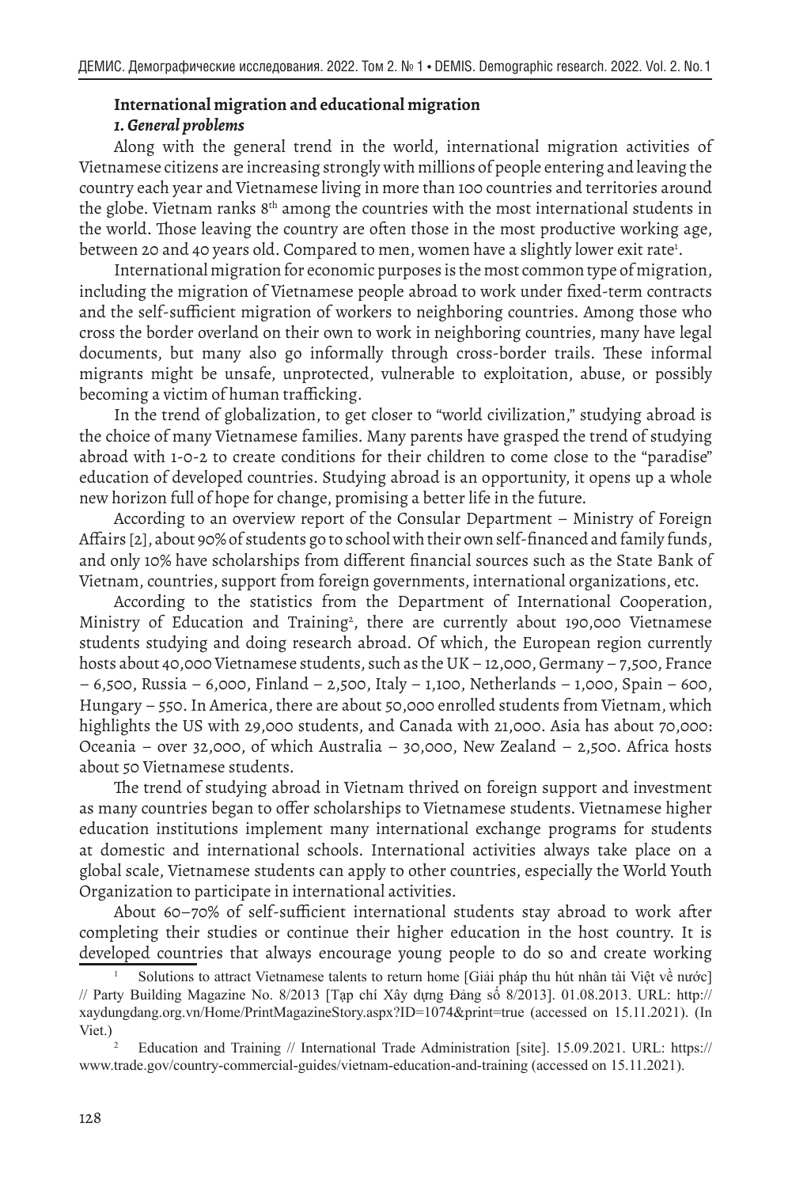## International migration and educational migration

### *1. General problems*

Along with the general trend in the world, international migration activities of Vietnamese citizens are increasing strongly with millions of people entering and leaving the country each year and Vietnamese living in more than 100 countries and territories around the globe. Vietnam ranks 8th among the countries with the most international students in the world. Those leaving the country are often those in the most productive working age, between 20 and 40 years old. Compared to men, women have a slightly lower exit rate[1].

International migration for economic purposes is the most common type of migration, including the migration of Vietnamese people abroad to work under fixed-term contracts and the self-sufficient migration of workers to neighboring countries. Among those who cross the border overland on their own to work in neighboring countries, many have legal documents, but many also go informally through cross-border trails. These informal migrants might be unsafe, unprotected, vulnerable to exploitation, abuse, or possibly becoming a victim of human trafficking.

In the trend of globalization, to get closer to "world civilization," studying abroad is the choice of many Vietnamese families. Many parents have grasped the trend of studying abroad with 1-0-2 to create conditions for their children to come close to the "paradise" education of developed countries. Studying abroad is an opportunity, it opens up a whole new horizon full of hope for change, promising a better life in the future.

According to an overview report of the Consular Department – Ministry of Foreign Affairs [2], about 90% of students go to school with their own self-financed and family funds, and only 10% have scholarships from different financial sources such as the State Bank of Vietnam, countries, support from foreign governments, international organizations, etc.

According to the statistics from the Department of International Cooperation, Ministry of Education and Training[2], there are currently about 190,000 Vietnamese students studying and doing research abroad. Of which, the European region currently hosts about 40,000 Vietnamese students, such as the UK – 12,000, Germany – 7,500, France – 6,500, Russia – 6,000, Finland – 2,500, Italy – 1,100, Netherlands – 1,000, Spain – 600, Hungary – 550. In America, there are about 50,000 enrolled students from Vietnam, which highlights the US with 29,000 students, and Canada with 21,000. Asia has about 70,000: Oceania – over 32,000, of which Australia – 30,000, New Zealand – 2,500. Africa hosts about 50 Vietnamese students.

The trend of studying abroad in Vietnam thrived on foreign support and investment as many countries began to offer scholarships to Vietnamese students. Vietnamese higher education institutions implement many international exchange programs for students at domestic and international schools. International activities always take place on a global scale, Vietnamese students can apply to other countries, especially the World Youth Organization to participate in international activities.

About 60–70% of self-sufficient international students stay abroad to work after completing their studies or continue their higher education in the host country. It is developed countries that always encourage young people to do so and create working

---

[1] Solutions to attract Vietnamese talents to return home [Giải pháp thu hút nhân tài Việt về nước] // Party Building Magazine No. 8/2013 [Tạp chí Xây dựng Đảng số 8/2013]. 01.08.2013. URL: http://xaydungdang.org.vn/Home/PrintMagazineStory.aspx?ID=1074&print=true (accessed on 15.11.2021). (In Viet.)

[2] Education and Training // International Trade Administration [site]. 15.09.2021. URL: https://www.trade.gov/country-commercial-guides/vietnam-education-and-training (accessed on 15.11.2021).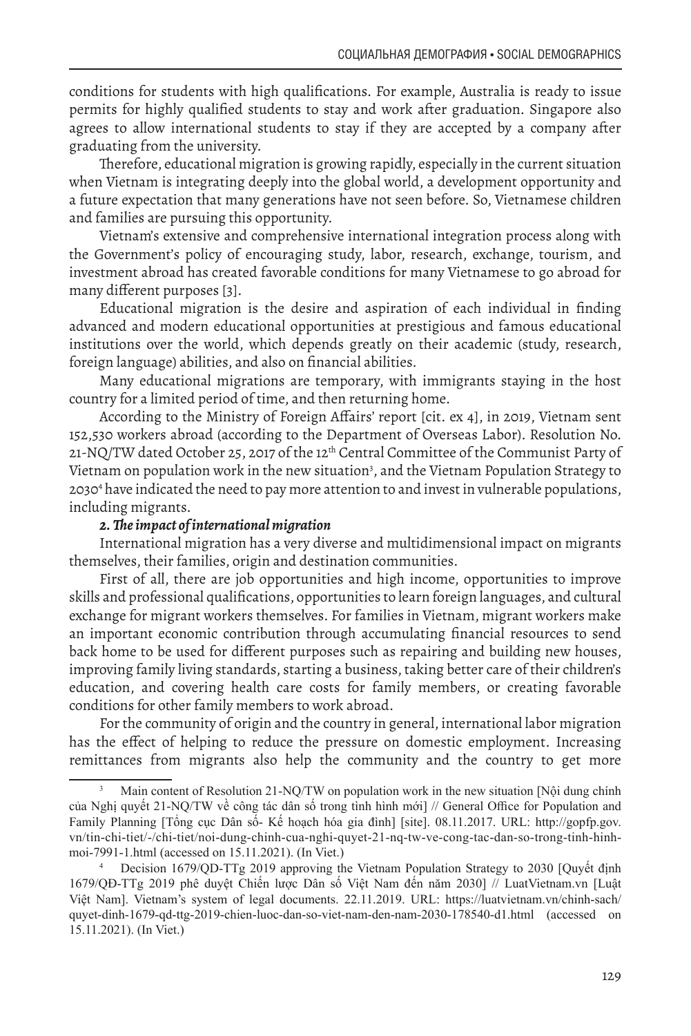conditions for students with high qualifications. For example, Australia is ready to issue permits for highly qualified students to stay and work after graduation. Singapore also agrees to allow international students to stay if they are accepted by a company after graduating from the university.

Therefore, educational migration is growing rapidly, especially in the current situation when Vietnam is integrating deeply into the global world, a development opportunity and a future expectation that many generations have not seen before. So, Vietnamese children and families are pursuing this opportunity.

Vietnam's extensive and comprehensive international integration process along with the Government's policy of encouraging study, labor, research, exchange, tourism, and investment abroad has created favorable conditions for many Vietnamese to go abroad for many different purposes [3].

Educational migration is the desire and aspiration of each individual in finding advanced and modern educational opportunities at prestigious and famous educational institutions over the world, which depends greatly on their academic (study, research, foreign language) abilities, and also on financial abilities.

Many educational migrations are temporary, with immigrants staying in the host country for a limited period of time, and then returning home.

According to the Ministry of Foreign Affairs' report [cit. ex 4], in 2019, Vietnam sent 152,530 workers abroad (according to the Department of Overseas Labor). Resolution No. 21-NQ/TW dated October 25, 2017 of the 12th Central Committee of the Communist Party of Vietnam on population work in the new situation[3], and the Vietnam Population Strategy to 2030[4] have indicated the need to pay more attention to and invest in vulnerable populations, including migrants.

***2. The impact of international migration***

International migration has a very diverse and multidimensional impact on migrants themselves, their families, origin and destination communities.

First of all, there are job opportunities and high income, opportunities to improve skills and professional qualifications, opportunities to learn foreign languages, and cultural exchange for migrant workers themselves. For families in Vietnam, migrant workers make an important economic contribution through accumulating financial resources to send back home to be used for different purposes such as repairing and building new houses, improving family living standards, starting a business, taking better care of their children's education, and covering health care costs for family members, or creating favorable conditions for other family members to work abroad.

For the community of origin and the country in general, international labor migration has the effect of helping to reduce the pressure on domestic employment. Increasing remittances from migrants also help the community and the country to get more

---

[3] Main content of Resolution 21-NQ/TW on population work in the new situation [Nội dung chính của Nghị quyết 21-NQ/TW về công tác dân số trong tình hình mới] // General Office for Population and Family Planning [Tổng cục Dân số- Kế hoạch hóa gia đình] [site]. 08.11.2017. URL: http://gopfp.gov.vn/tin-chi-tiet/-/chi-tiet/noi-dung-chinh-cua-nghi-quyet-21-nq-tw-ve-cong-tac-dan-so-trong-tinh-hinh-moi-7991-1.html (accessed on 15.11.2021). (In Viet.)

[4] Decision 1679/QD-TTg 2019 approving the Vietnam Population Strategy to 2030 [Quyết định 1679/QĐ-TTg 2019 phê duyệt Chiến lược Dân số Việt Nam đến năm 2030] // LuatVietnam.vn [Luật Việt Nam]. Vietnam's system of legal documents. 22.11.2019. URL: https://luatvietnam.vn/chinh-sach/quyet-dinh-1679-qd-ttg-2019-chien-luoc-dan-so-viet-nam-den-nam-2030-178540-d1.html (accessed on 15.11.2021). (In Viet.)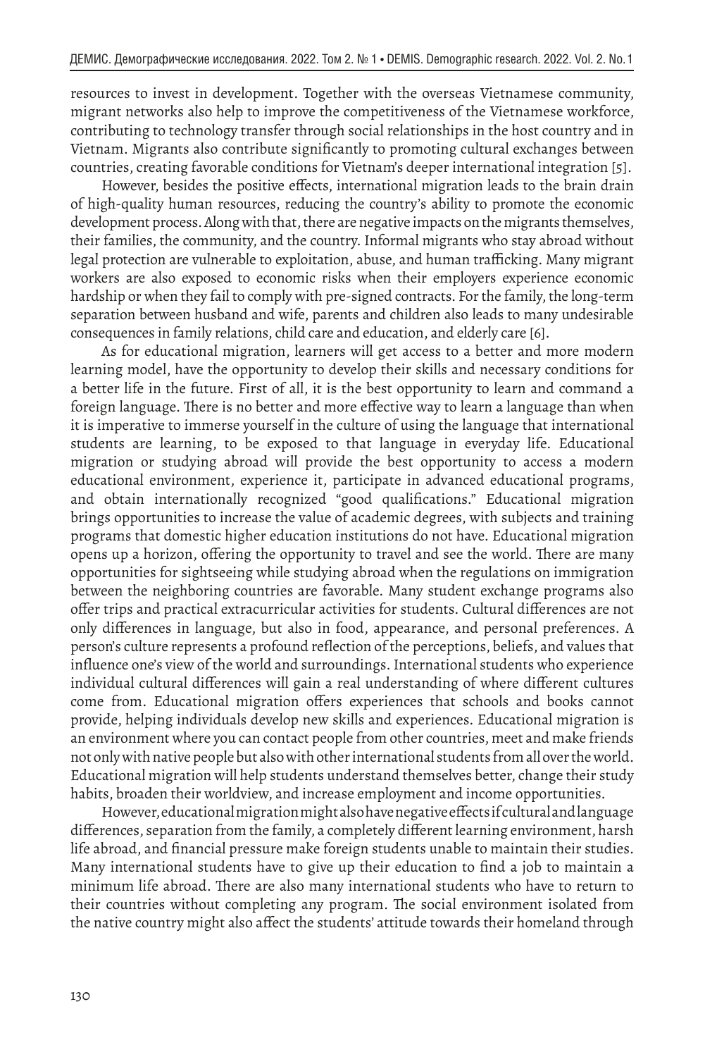resources to invest in development. Together with the overseas Vietnamese community, migrant networks also help to improve the competitiveness of the Vietnamese workforce, contributing to technology transfer through social relationships in the host country and in Vietnam. Migrants also contribute significantly to promoting cultural exchanges between countries, creating favorable conditions for Vietnam's deeper international integration [5].

However, besides the positive effects, international migration leads to the brain drain of high-quality human resources, reducing the country's ability to promote the economic development process. Along with that, there are negative impacts on the migrants themselves, their families, the community, and the country. Informal migrants who stay abroad without legal protection are vulnerable to exploitation, abuse, and human trafficking. Many migrant workers are also exposed to economic risks when their employers experience economic hardship or when they fail to comply with pre-signed contracts. For the family, the long-term separation between husband and wife, parents and children also leads to many undesirable consequences in family relations, child care and education, and elderly care [6].

As for educational migration, learners will get access to a better and more modern learning model, have the opportunity to develop their skills and necessary conditions for a better life in the future. First of all, it is the best opportunity to learn and command a foreign language. There is no better and more effective way to learn a language than when it is imperative to immerse yourself in the culture of using the language that international students are learning, to be exposed to that language in everyday life. Educational migration or studying abroad will provide the best opportunity to access a modern educational environment, experience it, participate in advanced educational programs, and obtain internationally recognized "good qualifications." Educational migration brings opportunities to increase the value of academic degrees, with subjects and training programs that domestic higher education institutions do not have. Educational migration opens up a horizon, offering the opportunity to travel and see the world. There are many opportunities for sightseeing while studying abroad when the regulations on immigration between the neighboring countries are favorable. Many student exchange programs also offer trips and practical extracurricular activities for students. Cultural differences are not only differences in language, but also in food, appearance, and personal preferences. A person's culture represents a profound reflection of the perceptions, beliefs, and values that influence one's view of the world and surroundings. International students who experience individual cultural differences will gain a real understanding of where different cultures come from. Educational migration offers experiences that schools and books cannot provide, helping individuals develop new skills and experiences. Educational migration is an environment where you can contact people from other countries, meet and make friends not only with native people but also with other international students from all over the world. Educational migration will help students understand themselves better, change their study habits, broaden their worldview, and increase employment and income opportunities.

However, educational migration might also have negative effects if cultural and language differences, separation from the family, a completely different learning environment, harsh life abroad, and financial pressure make foreign students unable to maintain their studies. Many international students have to give up their education to find a job to maintain a minimum life abroad. There are also many international students who have to return to their countries without completing any program. The social environment isolated from the native country might also affect the students' attitude towards their homeland through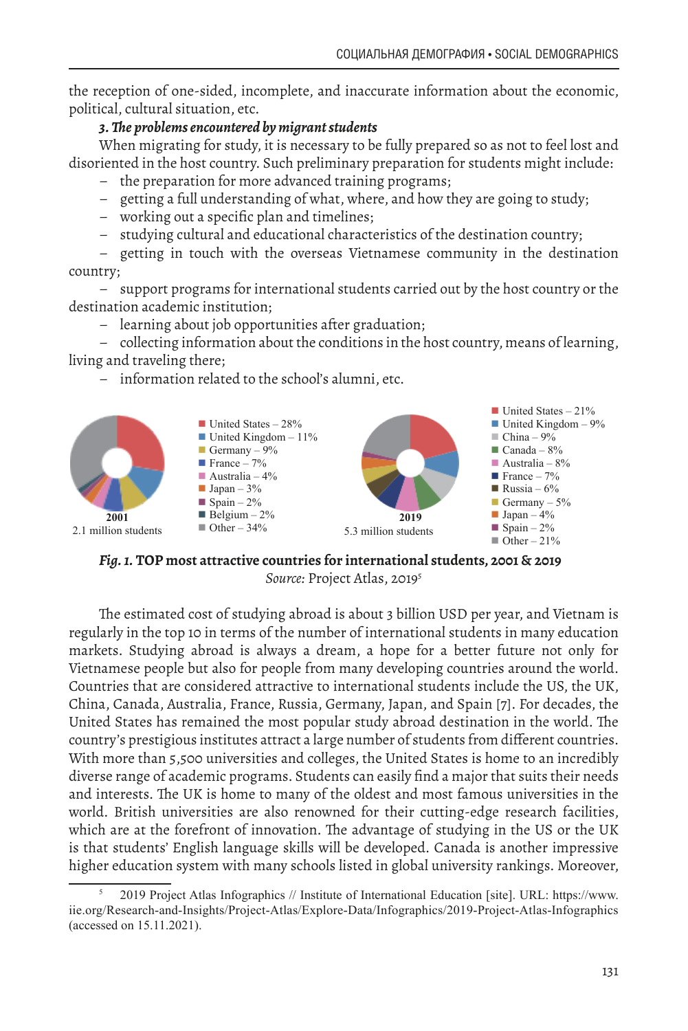the reception of one-sided, incomplete, and inaccurate information about the economic, political, cultural situation, etc.

***3. The problems encountered by migrant students***

When migrating for study, it is necessary to be fully prepared so as not to feel lost and disoriented in the host country. Such preliminary preparation for students might include:

– the preparation for more advanced training programs;
– getting a full understanding of what, where, and how they are going to study;
– working out a specific plan and timelines;
– studying cultural and educational characteristics of the destination country;
– getting in touch with the overseas Vietnamese community in the destination country;
– support programs for international students carried out by the host country or the destination academic institution;
– learning about job opportunities after graduation;
– collecting information about the conditions in the host country, means of learning, living and traveling there;
– information related to the school's alumni, etc.

**2001**
2.1 million students

- United States – 28%
- United Kingdom – 11%
- Germany – 9%
- France – 7%
- Australia – 4%
- Japan – 3%
- Spain – 2%
- Belgium – 2%
- Other – 34%

**2019**
5.3 million students

- United States – 21%
- United Kingdom – 9%
- China – 9%
- Canada – 8%
- Australia – 8%
- France – 7%
- Russia – 6%
- Germany – 5%
- Japan – 4%
- Spain – 2%
- Other – 21%

***Fig. 1.*** **TOP most attractive countries for international students, 2001 & 2019**
*Source:* Project Atlas, 2019[5]

The estimated cost of studying abroad is about 3 billion USD per year, and Vietnam is regularly in the top 10 in terms of the number of international students in many education markets. Studying abroad is always a dream, a hope for a better future not only for Vietnamese people but also for people from many developing countries around the world. Countries that are considered attractive to international students include the US, the UK, China, Canada, Australia, France, Russia, Germany, Japan, and Spain [7]. For decades, the United States has remained the most popular study abroad destination in the world. The country's prestigious institutes attract a large number of students from different countries. With more than 5,500 universities and colleges, the United States is home to an incredibly diverse range of academic programs. Students can easily find a major that suits their needs and interests. The UK is home to many of the oldest and most famous universities in the world. British universities are also renowned for their cutting-edge research facilities, which are at the forefront of innovation. The advantage of studying in the US or the UK is that students' English language skills will be developed. Canada is another impressive higher education system with many schools listed in global university rankings. Moreover,

[5] 2019 Project Atlas Infographics // Institute of International Education [site]. URL: https://www.iie.org/Research-and-Insights/Project-Atlas/Explore-Data/Infographics/2019-Project-Atlas-Infographics (accessed on 15.11.2021).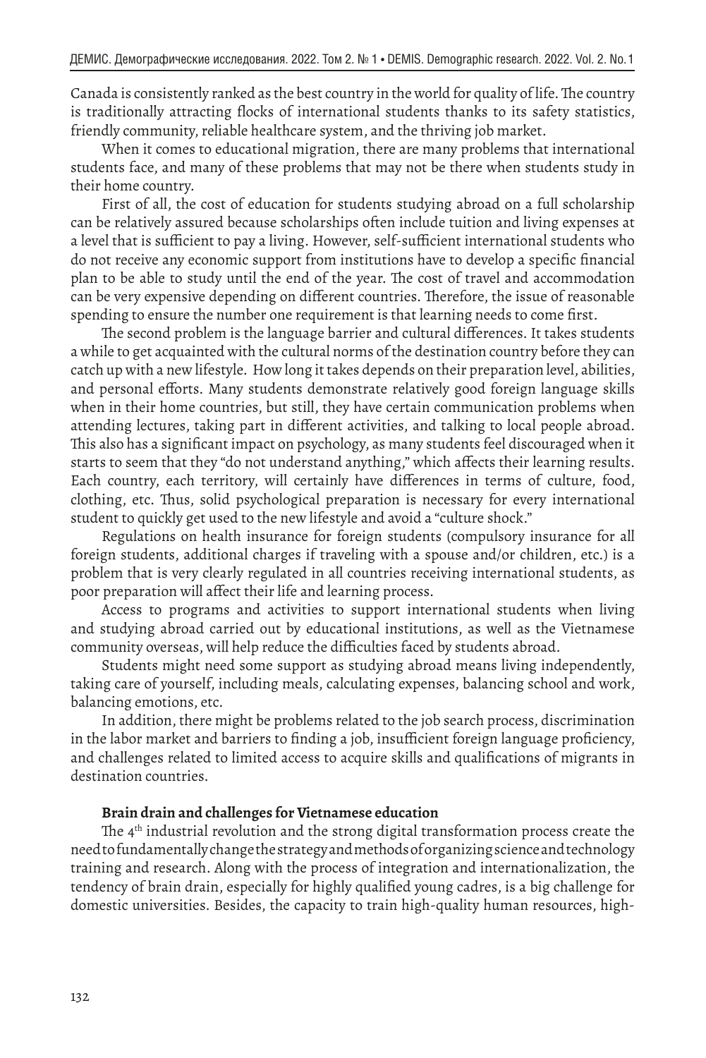Canada is consistently ranked as the best country in the world for quality of life. The country is traditionally attracting flocks of international students thanks to its safety statistics, friendly community, reliable healthcare system, and the thriving job market.

When it comes to educational migration, there are many problems that international students face, and many of these problems that may not be there when students study in their home country.

First of all, the cost of education for students studying abroad on a full scholarship can be relatively assured because scholarships often include tuition and living expenses at a level that is sufficient to pay a living. However, self-sufficient international students who do not receive any economic support from institutions have to develop a specific financial plan to be able to study until the end of the year. The cost of travel and accommodation can be very expensive depending on different countries. Therefore, the issue of reasonable spending to ensure the number one requirement is that learning needs to come first.

The second problem is the language barrier and cultural differences. It takes students a while to get acquainted with the cultural norms of the destination country before they can catch up with a new lifestyle. How long it takes depends on their preparation level, abilities, and personal efforts. Many students demonstrate relatively good foreign language skills when in their home countries, but still, they have certain communication problems when attending lectures, taking part in different activities, and talking to local people abroad. This also has a significant impact on psychology, as many students feel discouraged when it starts to seem that they "do not understand anything," which affects their learning results. Each country, each territory, will certainly have differences in terms of culture, food, clothing, etc. Thus, solid psychological preparation is necessary for every international student to quickly get used to the new lifestyle and avoid a "culture shock."

Regulations on health insurance for foreign students (compulsory insurance for all foreign students, additional charges if traveling with a spouse and/or children, etc.) is a problem that is very clearly regulated in all countries receiving international students, as poor preparation will affect their life and learning process.

Access to programs and activities to support international students when living and studying abroad carried out by educational institutions, as well as the Vietnamese community overseas, will help reduce the difficulties faced by students abroad.

Students might need some support as studying abroad means living independently, taking care of yourself, including meals, calculating expenses, balancing school and work, balancing emotions, etc.

In addition, there might be problems related to the job search process, discrimination in the labor market and barriers to finding a job, insufficient foreign language proficiency, and challenges related to limited access to acquire skills and qualifications of migrants in destination countries.

**Brain drain and challenges for Vietnamese education**

The 4th industrial revolution and the strong digital transformation process create the need to fundamentally change the strategy and methods of organizing science and technology training and research. Along with the process of integration and internationalization, the tendency of brain drain, especially for highly qualified young cadres, is a big challenge for domestic universities. Besides, the capacity to train high-quality human resources, high-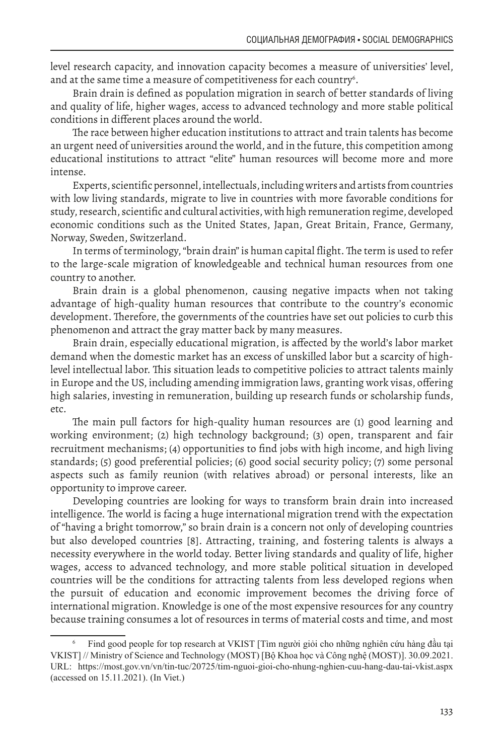level research capacity, and innovation capacity becomes a measure of universities' level, and at the same time a measure of competitiveness for each country[6].

Brain drain is defined as population migration in search of better standards of living and quality of life, higher wages, access to advanced technology and more stable political conditions in different places around the world.

The race between higher education institutions to attract and train talents has become an urgent need of universities around the world, and in the future, this competition among educational institutions to attract "elite" human resources will become more and more intense.

Experts, scientific personnel, intellectuals, including writers and artists from countries with low living standards, migrate to live in countries with more favorable conditions for study, research, scientific and cultural activities, with high remuneration regime, developed economic conditions such as the United States, Japan, Great Britain, France, Germany, Norway, Sweden, Switzerland.

In terms of terminology, "brain drain" is human capital flight. The term is used to refer to the large-scale migration of knowledgeable and technical human resources from one country to another.

Brain drain is a global phenomenon, causing negative impacts when not taking advantage of high-quality human resources that contribute to the country's economic development. Therefore, the governments of the countries have set out policies to curb this phenomenon and attract the gray matter back by many measures.

Brain drain, especially educational migration, is affected by the world's labor market demand when the domestic market has an excess of unskilled labor but a scarcity of high-level intellectual labor. This situation leads to competitive policies to attract talents mainly in Europe and the US, including amending immigration laws, granting work visas, offering high salaries, investing in remuneration, building up research funds or scholarship funds, etc.

The main pull factors for high-quality human resources are (1) good learning and working environment; (2) high technology background; (3) open, transparent and fair recruitment mechanisms; (4) opportunities to find jobs with high income, and high living standards; (5) good preferential policies; (6) good social security policy; (7) some personal aspects such as family reunion (with relatives abroad) or personal interests, like an opportunity to improve career.

Developing countries are looking for ways to transform brain drain into increased intelligence. The world is facing a huge international migration trend with the expectation of "having a bright tomorrow," so brain drain is a concern not only of developing countries but also developed countries [8]. Attracting, training, and fostering talents is always a necessity everywhere in the world today. Better living standards and quality of life, higher wages, access to advanced technology, and more stable political situation in developed countries will be the conditions for attracting talents from less developed regions when the pursuit of education and economic improvement becomes the driving force of international migration. Knowledge is one of the most expensive resources for any country because training consumes a lot of resources in terms of material costs and time, and most

---

[6] Find good people for top research at VKIST [Tìm người giỏi cho những nghiên cứu hàng đầu tại VKIST] // Ministry of Science and Technology (MOST) [Bộ Khoa học và Công nghệ (MOST)]. 30.09.2021. URL: https://most.gov.vn/vn/tin-tuc/20725/tim-nguoi-gioi-cho-nhung-nghien-cuu-hang-dau-tai-vkist.aspx (accessed on 15.11.2021). (In Viet.)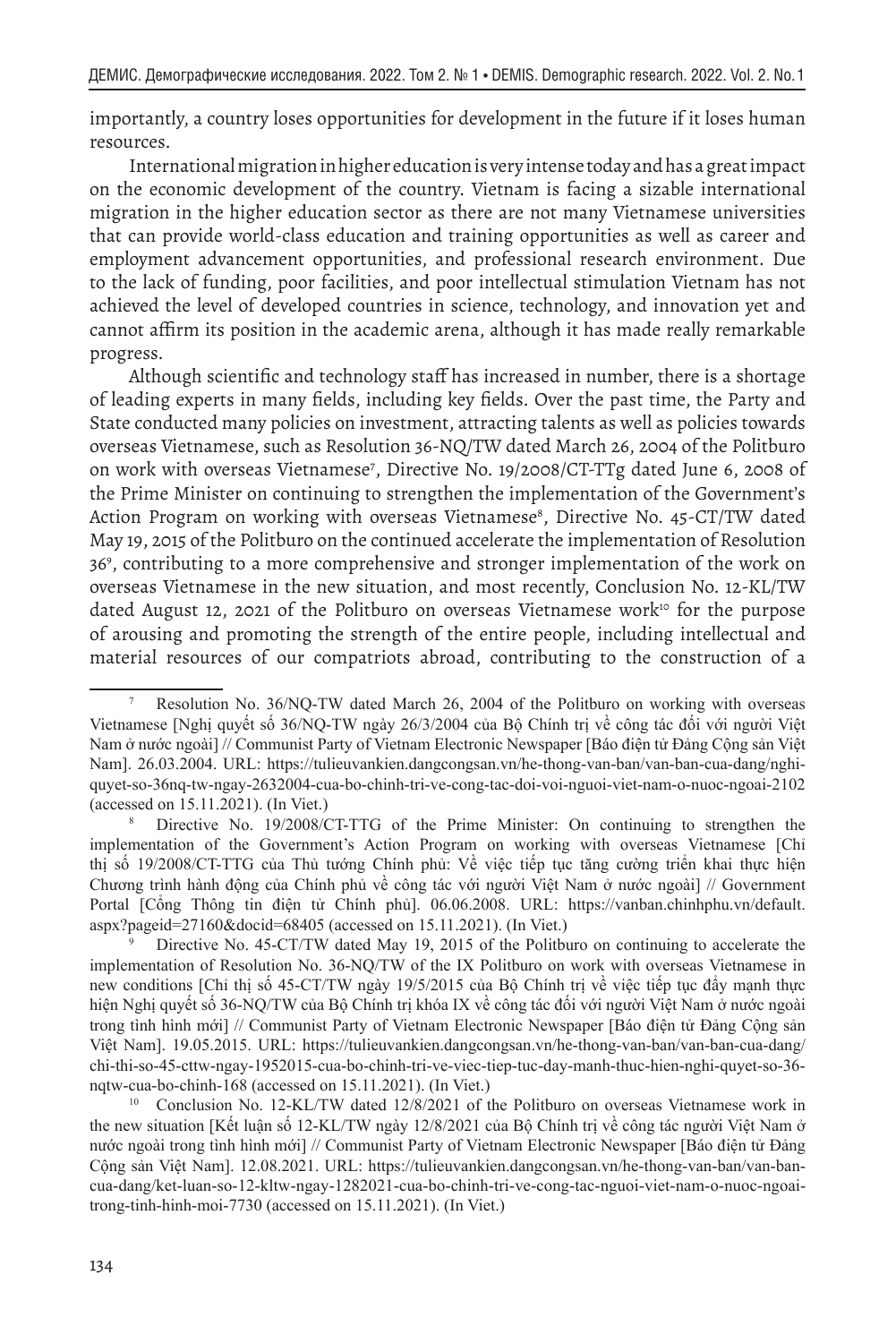importantly, a country loses opportunities for development in the future if it loses human resources.

International migration in higher education is very intense today and has a great impact on the economic development of the country. Vietnam is facing a sizable international migration in the higher education sector as there are not many Vietnamese universities that can provide world-class education and training opportunities as well as career and employment advancement opportunities, and professional research environment. Due to the lack of funding, poor facilities, and poor intellectual stimulation Vietnam has not achieved the level of developed countries in science, technology, and innovation yet and cannot affirm its position in the academic arena, although it has made really remarkable progress.

Although scientific and technology staff has increased in number, there is a shortage of leading experts in many fields, including key fields. Over the past time, the Party and State conducted many policies on investment, attracting talents as well as policies towards overseas Vietnamese, such as Resolution 36-NQ/TW dated March 26, 2004 of the Politburo on work with overseas Vietnamese[7], Directive No. 19/2008/CT-TTg dated June 6, 2008 of the Prime Minister on continuing to strengthen the implementation of the Government's Action Program on working with overseas Vietnamese[8], Directive No. 45-CT/TW dated May 19, 2015 of the Politburo on the continued accelerate the implementation of Resolution 36[9], contributing to a more comprehensive and stronger implementation of the work on overseas Vietnamese in the new situation, and most recently, Conclusion No. 12-KL/TW dated August 12, 2021 of the Politburo on overseas Vietnamese work[10] for the purpose of arousing and promoting the strength of the entire people, including intellectual and material resources of our compatriots abroad, contributing to the construction of a

---

[7] Resolution No. 36/NQ-TW dated March 26, 2004 of the Politburo on working with overseas Vietnamese [Nghị quyết số 36/NQ-TW ngày 26/3/2004 của Bộ Chính trị về công tác đối với người Việt Nam ở nước ngoài] // Communist Party of Vietnam Electronic Newspaper [Báo điện tử Đảng Cộng sản Việt Nam]. 26.03.2004. URL: https://tulieuvankien.dangcongsan.vn/he-thong-van-ban/van-ban-cua-dang/nghi-quyet-so-36nq-tw-ngay-2632004-cua-bo-chinh-tri-ve-cong-tac-doi-voi-nguoi-viet-nam-o-nuoc-ngoai-2102 (accessed on 15.11.2021). (In Viet.)

[8] Directive No. 19/2008/CT-TTG of the Prime Minister: On continuing to strengthen the implementation of the Government's Action Program on working with overseas Vietnamese [Chỉ thị số 19/2008/CT-TTG của Thủ tướng Chính phủ: Về việc tiếp tục tăng cường triển khai thực hiện Chương trình hành động của Chính phủ về công tác với người Việt Nam ở nước ngoài] // Government Portal [Cổng Thông tin điện tử Chính phủ]. 06.06.2008. URL: https://vanban.chinhphu.vn/default.aspx?pageid=27160&docid=68405 (accessed on 15.11.2021). (In Viet.)

[9] Directive No. 45-CT/TW dated May 19, 2015 of the Politburo on continuing to accelerate the implementation of Resolution No. 36-NQ/TW of the IX Politburo on work with overseas Vietnamese in new conditions [Chỉ thị số 45-CT/TW ngày 19/5/2015 của Bộ Chính trị về việc tiếp tục đẩy mạnh thực hiện Nghị quyết số 36-NQ/TW của Bộ Chính trị khóa IX về công tác đối với người Việt Nam ở nước ngoài trong tình hình mới] // Communist Party of Vietnam Electronic Newspaper [Báo điện tử Đảng Cộng sản Việt Nam]. 19.05.2015. URL: https://tulieuvankien.dangcongsan.vn/he-thong-van-ban/van-ban-cua-dang/chi-thi-so-45-cttw-ngay-1952015-cua-bo-chinh-tri-ve-viec-tiep-tuc-day-manh-thuc-hien-nghi-quyet-so-36-nqtw-cua-bo-chinh-168 (accessed on 15.11.2021). (In Viet.)

[10] Conclusion No. 12-KL/TW dated 12/8/2021 of the Politburo on overseas Vietnamese work in the new situation [Kết luận số 12-KL/TW ngày 12/8/2021 của Bộ Chính trị về công tác người Việt Nam ở nước ngoài trong tình hình mới] // Communist Party of Vietnam Electronic Newspaper [Báo điện tử Đảng Cộng sản Việt Nam]. 12.08.2021. URL: https://tulieuvankien.dangcongsan.vn/he-thong-van-ban/van-ban-cua-dang/ket-luan-so-12-kltw-ngay-1282021-cua-bo-chinh-tri-ve-cong-tac-nguoi-viet-nam-o-nuoc-ngoai-trong-tinh-hinh-moi-7730 (accessed on 15.11.2021). (In Viet.)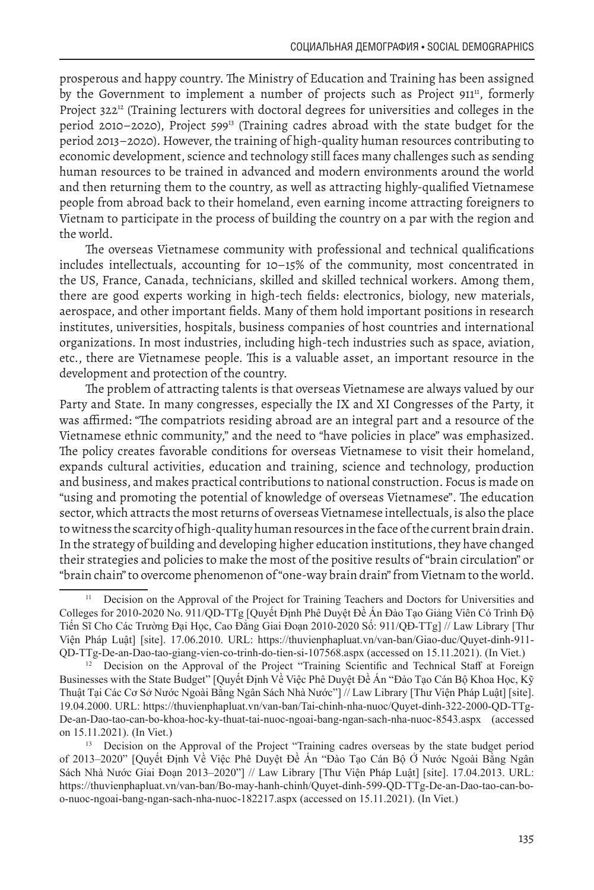prosperous and happy country. The Ministry of Education and Training has been assigned by the Government to implement a number of projects such as Project 911[11], formerly Project 322[12] (Training lecturers with doctoral degrees for universities and colleges in the period 2010–2020), Project 599[13] (Training cadres abroad with the state budget for the period 2013–2020). However, the training of high-quality human resources contributing to economic development, science and technology still faces many challenges such as sending human resources to be trained in advanced and modern environments around the world and then returning them to the country, as well as attracting highly-qualified Vietnamese people from abroad back to their homeland, even earning income attracting foreigners to Vietnam to participate in the process of building the country on a par with the region and the world.

The overseas Vietnamese community with professional and technical qualifications includes intellectuals, accounting for 10–15% of the community, most concentrated in the US, France, Canada, technicians, skilled and skilled technical workers. Among them, there are good experts working in high-tech fields: electronics, biology, new materials, aerospace, and other important fields. Many of them hold important positions in research institutes, universities, hospitals, business companies of host countries and international organizations. In most industries, including high-tech industries such as space, aviation, etc., there are Vietnamese people. This is a valuable asset, an important resource in the development and protection of the country.

The problem of attracting talents is that overseas Vietnamese are always valued by our Party and State. In many congresses, especially the IX and XI Congresses of the Party, it was affirmed: "The compatriots residing abroad are an integral part and a resource of the Vietnamese ethnic community," and the need to "have policies in place" was emphasized. The policy creates favorable conditions for overseas Vietnamese to visit their homeland, expands cultural activities, education and training, science and technology, production and business, and makes practical contributions to national construction. Focus is made on "using and promoting the potential of knowledge of overseas Vietnamese". The education sector, which attracts the most returns of overseas Vietnamese intellectuals, is also the place to witness the scarcity of high-quality human resources in the face of the current brain drain. In the strategy of building and developing higher education institutions, they have changed their strategies and policies to make the most of the positive results of "brain circulation" or "brain chain" to overcome phenomenon of "one-way brain drain" from Vietnam to the world.

---

[11] Decision on the Approval of the Project for Training Teachers and Doctors for Universities and Colleges for 2010-2020 No. 911/QD-TTg [Quyết Định Phê Duyệt Đề Án Đào Tạo Giảng Viên Có Trình Độ Tiến Sĩ Cho Các Trường Đại Học, Cao Đẳng Giai Đoạn 2010-2020 Số: 911/QĐ-TTg] // Law Library [Thư Viện Pháp Luật] [site]. 17.06.2010. URL: https://thuvienphapluat.vn/van-ban/Giao-duc/Quyet-dinh-911-QD-TTg-De-an-Dao-tao-giang-vien-co-trinh-do-tien-si-107568.aspx (accessed on 15.11.2021). (In Viet.)

[12] Decision on the Approval of the Project "Training Scientific and Technical Staff at Foreign Businesses with the State Budget" [Quyết Định Về Việc Phê Duyệt Đề Án "Đào Tạo Cán Bộ Khoa Học, Kỹ Thuật Tại Các Cơ Sở Nước Ngoài Bằng Ngân Sách Nhà Nước"] // Law Library [Thư Viện Pháp Luật] [site]. 19.04.2000. URL: https://thuvienphapluat.vn/van-ban/Tai-chinh-nha-nuoc/Quyet-dinh-322-2000-QD-TTg-De-an-Dao-tao-can-bo-khoa-hoc-ky-thuat-tai-nuoc-ngoai-bang-ngan-sach-nha-nuoc-8543.aspx (accessed on 15.11.2021). (In Viet.)

[13] Decision on the Approval of the Project "Training cadres overseas by the state budget period of 2013–2020" [Quyết Định Về Việc Phê Duyệt Đề Án "Đào Tạo Cán Bộ Ở Nước Ngoài Bằng Ngân Sách Nhà Nước Giai Đoạn 2013–2020"] // Law Library [Thư Viện Pháp Luật] [site]. 17.04.2013. URL: https://thuvienphapluat.vn/van-ban/Bo-may-hanh-chinh/Quyet-dinh-599-QD-TTg-De-an-Dao-tao-can-bo-o-nuoc-ngoai-bang-ngan-sach-nha-nuoc-182217.aspx (accessed on 15.11.2021). (In Viet.)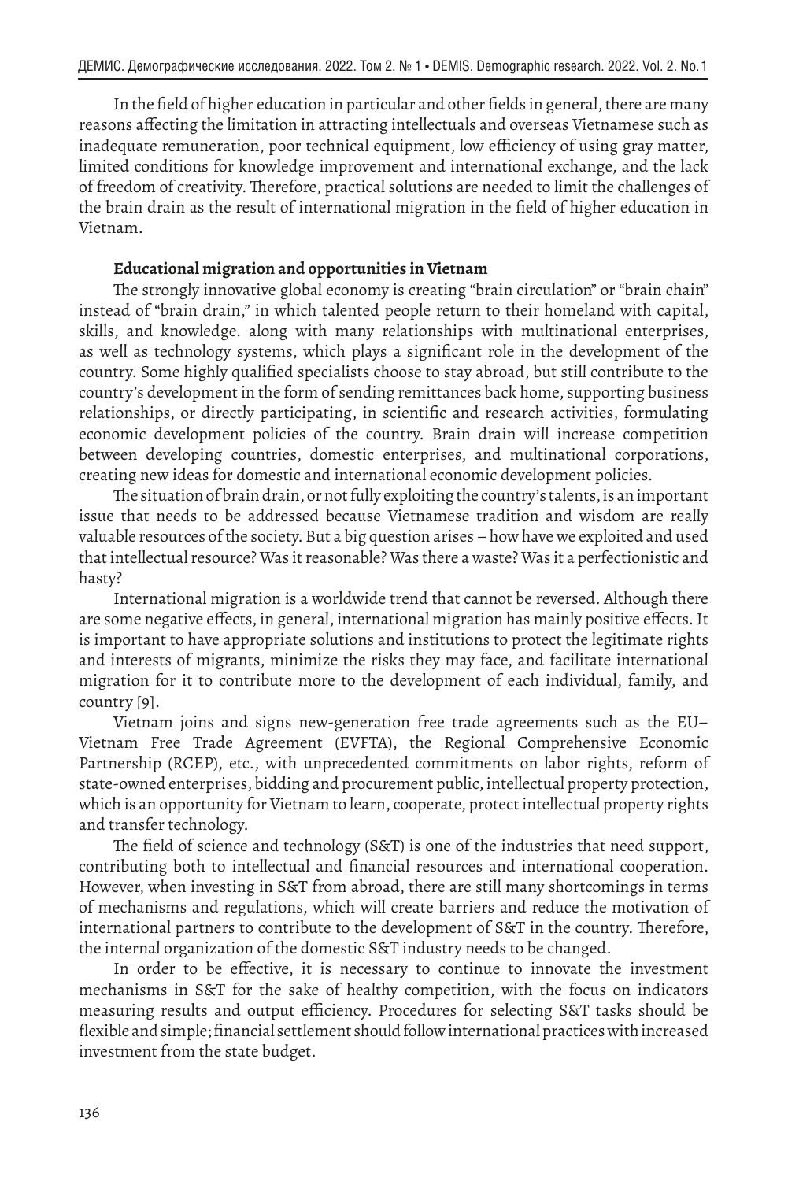In the field of higher education in particular and other fields in general, there are many reasons affecting the limitation in attracting intellectuals and overseas Vietnamese such as inadequate remuneration, poor technical equipment, low efficiency of using gray matter, limited conditions for knowledge improvement and international exchange, and the lack of freedom of creativity. Therefore, practical solutions are needed to limit the challenges of the brain drain as the result of international migration in the field of higher education in Vietnam.

**Educational migration and opportunities in Vietnam**

The strongly innovative global economy is creating "brain circulation" or "brain chain" instead of "brain drain," in which talented people return to their homeland with capital, skills, and knowledge. along with many relationships with multinational enterprises, as well as technology systems, which plays a significant role in the development of the country. Some highly qualified specialists choose to stay abroad, but still contribute to the country's development in the form of sending remittances back home, supporting business relationships, or directly participating, in scientific and research activities, formulating economic development policies of the country. Brain drain will increase competition between developing countries, domestic enterprises, and multinational corporations, creating new ideas for domestic and international economic development policies.

The situation of brain drain, or not fully exploiting the country's talents, is an important issue that needs to be addressed because Vietnamese tradition and wisdom are really valuable resources of the society. But a big question arises – how have we exploited and used that intellectual resource? Was it reasonable? Was there a waste? Was it a perfectionistic and hasty?

International migration is a worldwide trend that cannot be reversed. Although there are some negative effects, in general, international migration has mainly positive effects. It is important to have appropriate solutions and institutions to protect the legitimate rights and interests of migrants, minimize the risks they may face, and facilitate international migration for it to contribute more to the development of each individual, family, and country [9].

Vietnam joins and signs new-generation free trade agreements such as the EU–Vietnam Free Trade Agreement (EVFTA), the Regional Comprehensive Economic Partnership (RCEP), etc., with unprecedented commitments on labor rights, reform of state-owned enterprises, bidding and procurement public, intellectual property protection, which is an opportunity for Vietnam to learn, cooperate, protect intellectual property rights and transfer technology.

The field of science and technology (S&T) is one of the industries that need support, contributing both to intellectual and financial resources and international cooperation. However, when investing in S&T from abroad, there are still many shortcomings in terms of mechanisms and regulations, which will create barriers and reduce the motivation of international partners to contribute to the development of S&T in the country. Therefore, the internal organization of the domestic S&T industry needs to be changed.

In order to be effective, it is necessary to continue to innovate the investment mechanisms in S&T for the sake of healthy competition, with the focus on indicators measuring results and output efficiency. Procedures for selecting S&T tasks should be flexible and simple; financial settlement should follow international practices with increased investment from the state budget.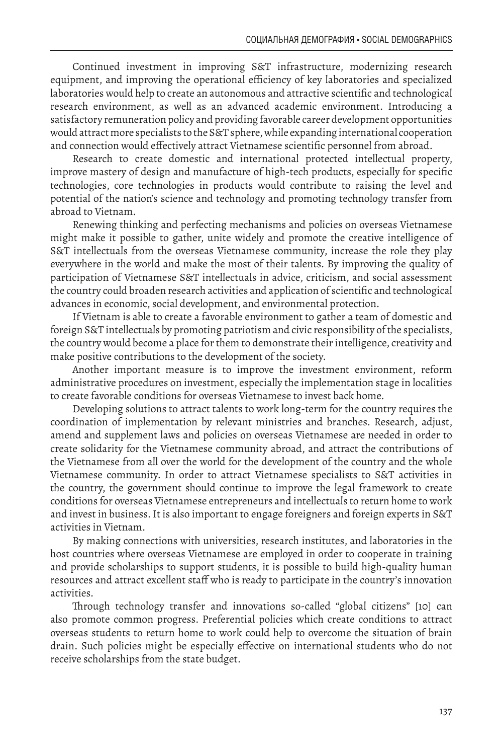Continued investment in improving S&T infrastructure, modernizing research equipment, and improving the operational efficiency of key laboratories and specialized laboratories would help to create an autonomous and attractive scientific and technological research environment, as well as an advanced academic environment. Introducing a satisfactory remuneration policy and providing favorable career development opportunities would attract more specialists to the S&T sphere, while expanding international cooperation and connection would effectively attract Vietnamese scientific personnel from abroad.

Research to create domestic and international protected intellectual property, improve mastery of design and manufacture of high-tech products, especially for specific technologies, core technologies in products would contribute to raising the level and potential of the nation's science and technology and promoting technology transfer from abroad to Vietnam.

Renewing thinking and perfecting mechanisms and policies on overseas Vietnamese might make it possible to gather, unite widely and promote the creative intelligence of S&T intellectuals from the overseas Vietnamese community, increase the role they play everywhere in the world and make the most of their talents. By improving the quality of participation of Vietnamese S&T intellectuals in advice, criticism, and social assessment the country could broaden research activities and application of scientific and technological advances in economic, social development, and environmental protection.

If Vietnam is able to create a favorable environment to gather a team of domestic and foreign S&T intellectuals by promoting patriotism and civic responsibility of the specialists, the country would become a place for them to demonstrate their intelligence, creativity and make positive contributions to the development of the society.

Another important measure is to improve the investment environment, reform administrative procedures on investment, especially the implementation stage in localities to create favorable conditions for overseas Vietnamese to invest back home.

Developing solutions to attract talents to work long-term for the country requires the coordination of implementation by relevant ministries and branches. Research, adjust, amend and supplement laws and policies on overseas Vietnamese are needed in order to create solidarity for the Vietnamese community abroad, and attract the contributions of the Vietnamese from all over the world for the development of the country and the whole Vietnamese community. In order to attract Vietnamese specialists to S&T activities in the country, the government should continue to improve the legal framework to create conditions for overseas Vietnamese entrepreneurs and intellectuals to return home to work and invest in business. It is also important to engage foreigners and foreign experts in S&T activities in Vietnam.

By making connections with universities, research institutes, and laboratories in the host countries where overseas Vietnamese are employed in order to cooperate in training and provide scholarships to support students, it is possible to build high-quality human resources and attract excellent staff who is ready to participate in the country's innovation activities.

Through technology transfer and innovations so-called "global citizens" [10] can also promote common progress. Preferential policies which create conditions to attract overseas students to return home to work could help to overcome the situation of brain drain. Such policies might be especially effective on international students who do not receive scholarships from the state budget.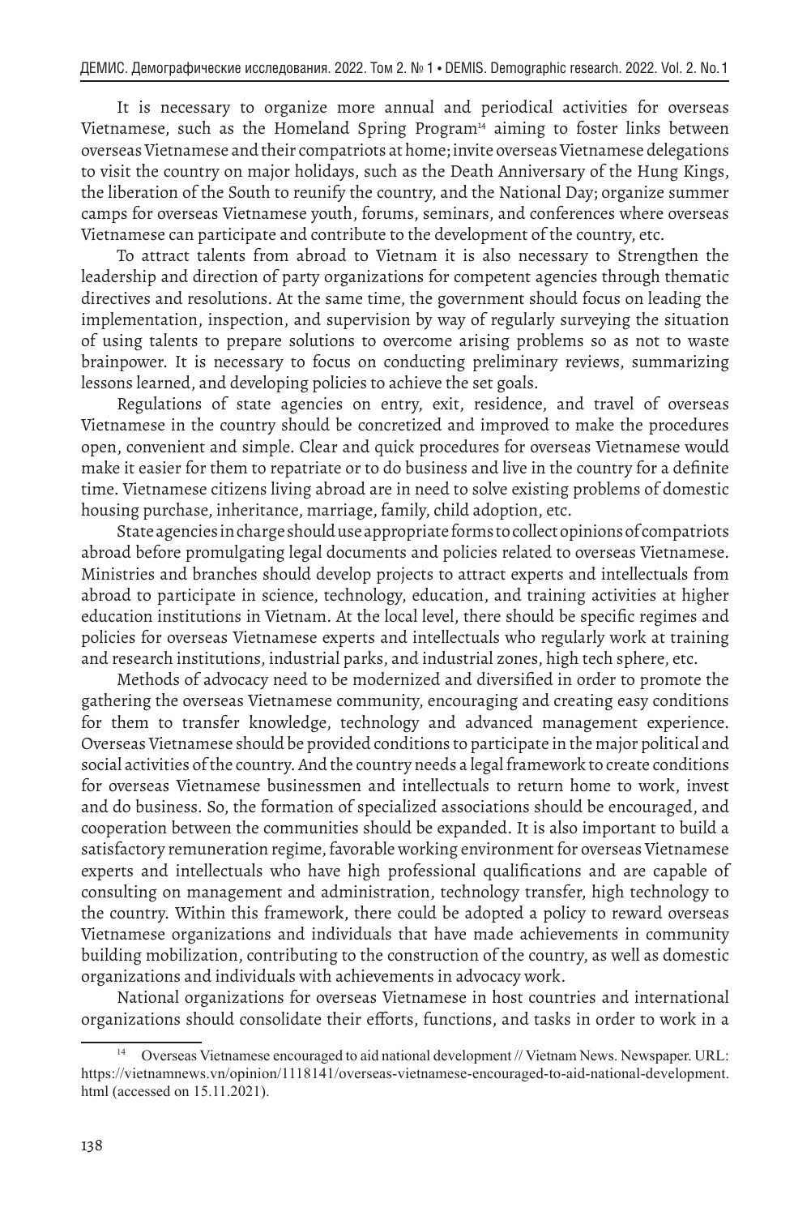It is necessary to organize more annual and periodical activities for overseas Vietnamese, such as the Homeland Spring Program[14] aiming to foster links between overseas Vietnamese and their compatriots at home; invite overseas Vietnamese delegations to visit the country on major holidays, such as the Death Anniversary of the Hung Kings, the liberation of the South to reunify the country, and the National Day; organize summer camps for overseas Vietnamese youth, forums, seminars, and conferences where overseas Vietnamese can participate and contribute to the development of the country, etc.

To attract talents from abroad to Vietnam it is also necessary to Strengthen the leadership and direction of party organizations for competent agencies through thematic directives and resolutions. At the same time, the government should focus on leading the implementation, inspection, and supervision by way of regularly surveying the situation of using talents to prepare solutions to overcome arising problems so as not to waste brainpower. It is necessary to focus on conducting preliminary reviews, summarizing lessons learned, and developing policies to achieve the set goals.

Regulations of state agencies on entry, exit, residence, and travel of overseas Vietnamese in the country should be concretized and improved to make the procedures open, convenient and simple. Clear and quick procedures for overseas Vietnamese would make it easier for them to repatriate or to do business and live in the country for a definite time. Vietnamese citizens living abroad are in need to solve existing problems of domestic housing purchase, inheritance, marriage, family, child adoption, etc.

State agencies in charge should use appropriate forms to collect opinions of compatriots abroad before promulgating legal documents and policies related to overseas Vietnamese. Ministries and branches should develop projects to attract experts and intellectuals from abroad to participate in science, technology, education, and training activities at higher education institutions in Vietnam. At the local level, there should be specific regimes and policies for overseas Vietnamese experts and intellectuals who regularly work at training and research institutions, industrial parks, and industrial zones, high tech sphere, etc.

Methods of advocacy need to be modernized and diversified in order to promote the gathering the overseas Vietnamese community, encouraging and creating easy conditions for them to transfer knowledge, technology and advanced management experience. Overseas Vietnamese should be provided conditions to participate in the major political and social activities of the country. And the country needs a legal framework to create conditions for overseas Vietnamese businessmen and intellectuals to return home to work, invest and do business. So, the formation of specialized associations should be encouraged, and cooperation between the communities should be expanded. It is also important to build a satisfactory remuneration regime, favorable working environment for overseas Vietnamese experts and intellectuals who have high professional qualifications and are capable of consulting on management and administration, technology transfer, high technology to the country. Within this framework, there could be adopted a policy to reward overseas Vietnamese organizations and individuals that have made achievements in community building mobilization, contributing to the construction of the country, as well as domestic organizations and individuals with achievements in advocacy work.

National organizations for overseas Vietnamese in host countries and international organizations should consolidate their efforts, functions, and tasks in order to work in a

---

[14] Overseas Vietnamese encouraged to aid national development // Vietnam News. Newspaper. URL: https://vietnamnews.vn/opinion/1118141/overseas-vietnamese-encouraged-to-aid-national-development.html (accessed on 15.11.2021).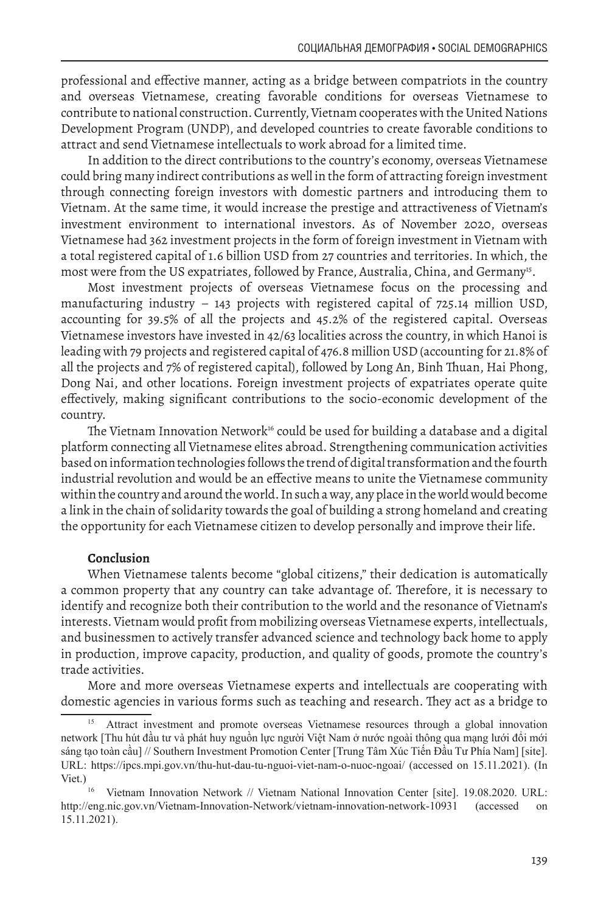professional and effective manner, acting as a bridge between compatriots in the country and overseas Vietnamese, creating favorable conditions for overseas Vietnamese to contribute to national construction. Currently, Vietnam cooperates with the United Nations Development Program (UNDP), and developed countries to create favorable conditions to attract and send Vietnamese intellectuals to work abroad for a limited time.

In addition to the direct contributions to the country's economy, overseas Vietnamese could bring many indirect contributions as well in the form of attracting foreign investment through connecting foreign investors with domestic partners and introducing them to Vietnam. At the same time, it would increase the prestige and attractiveness of Vietnam's investment environment to international investors. As of November 2020, overseas Vietnamese had 362 investment projects in the form of foreign investment in Vietnam with a total registered capital of 1.6 billion USD from 27 countries and territories. In which, the most were from the US expatriates, followed by France, Australia, China, and Germany[15].

Most investment projects of overseas Vietnamese focus on the processing and manufacturing industry – 143 projects with registered capital of 725.14 million USD, accounting for 39.5% of all the projects and 45.2% of the registered capital. Overseas Vietnamese investors have invested in 42/63 localities across the country, in which Hanoi is leading with 79 projects and registered capital of 476.8 million USD (accounting for 21.8% of all the projects and 7% of registered capital), followed by Long An, Binh Thuan, Hai Phong, Dong Nai, and other locations. Foreign investment projects of expatriates operate quite effectively, making significant contributions to the socio-economic development of the country.

The Vietnam Innovation Network[16] could be used for building a database and a digital platform connecting all Vietnamese elites abroad. Strengthening communication activities based on information technologies follows the trend of digital transformation and the fourth industrial revolution and would be an effective means to unite the Vietnamese community within the country and around the world. In such a way, any place in the world would become a link in the chain of solidarity towards the goal of building a strong homeland and creating the opportunity for each Vietnamese citizen to develop personally and improve their life.

## Conclusion

When Vietnamese talents become "global citizens," their dedication is automatically a common property that any country can take advantage of. Therefore, it is necessary to identify and recognize both their contribution to the world and the resonance of Vietnam's interests. Vietnam would profit from mobilizing overseas Vietnamese experts, intellectuals, and businessmen to actively transfer advanced science and technology back home to apply in production, improve capacity, production, and quality of goods, promote the country's trade activities.

More and more overseas Vietnamese experts and intellectuals are cooperating with domestic agencies in various forms such as teaching and research. They act as a bridge to

---

[15] Attract investment and promote overseas Vietnamese resources through a global innovation network [Thu hút đầu tư và phát huy nguồn lực người Việt Nam ở nước ngoài thông qua mạng lưới đổi mới sáng tạo toàn cầu] // Southern Investment Promotion Center [Trung Tâm Xúc Tiến Đầu Tư Phía Nam] [site]. URL: https://ipcs.mpi.gov.vn/thu-hut-dau-tu-nguoi-viet-nam-o-nuoc-ngoai/ (accessed on 15.11.2021). (In Viet.)

[16] Vietnam Innovation Network // Vietnam National Innovation Center [site]. 19.08.2020. URL: http://eng.nic.gov.vn/Vietnam-Innovation-Network/vietnam-innovation-network-10931 (accessed on 15.11.2021).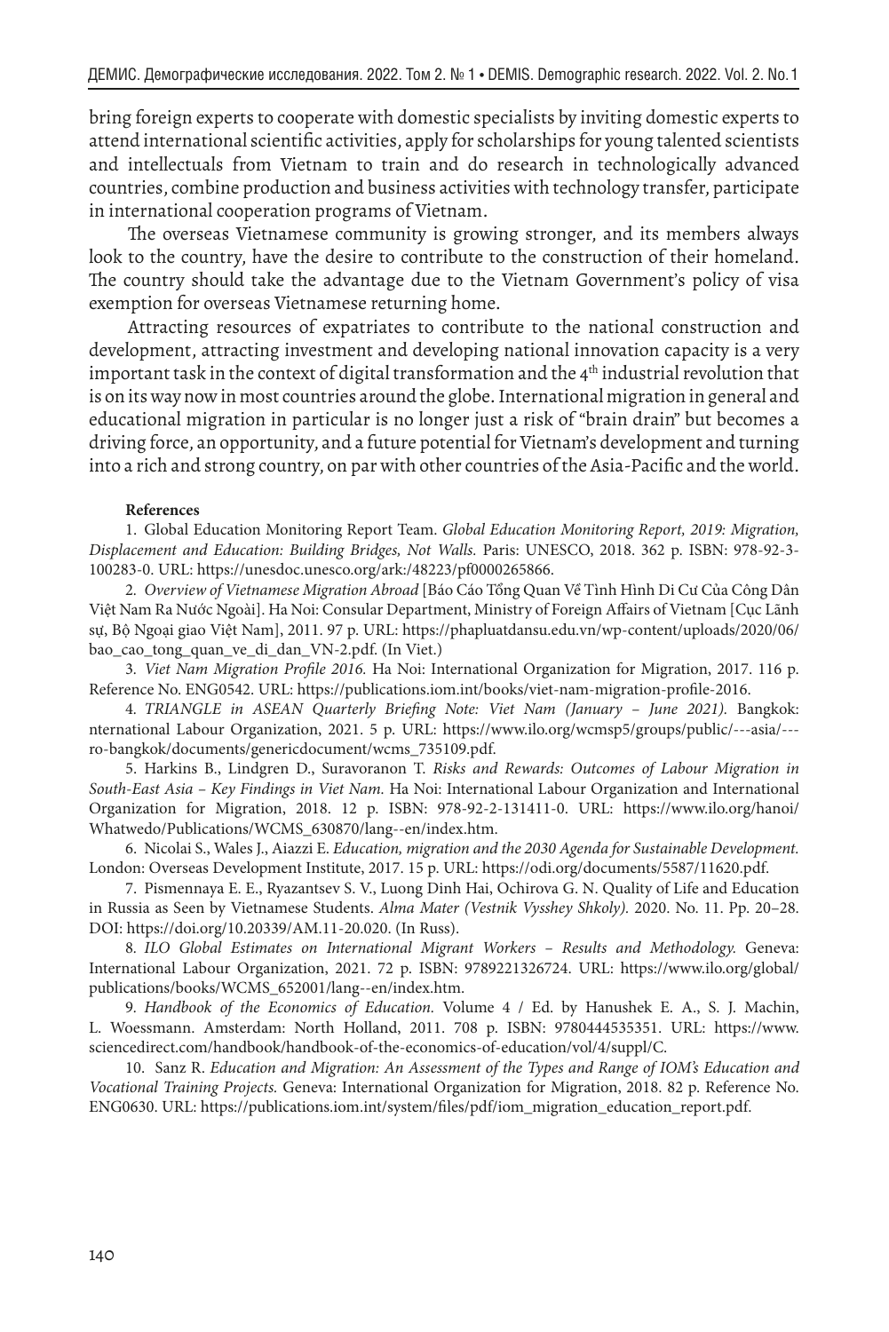bring foreign experts to cooperate with domestic specialists by inviting domestic experts to attend international scientific activities, apply for scholarships for young talented scientists and intellectuals from Vietnam to train and do research in technologically advanced countries, combine production and business activities with technology transfer, participate in international cooperation programs of Vietnam.

The overseas Vietnamese community is growing stronger, and its members always look to the country, have the desire to contribute to the construction of their homeland. The country should take the advantage due to the Vietnam Government's policy of visa exemption for overseas Vietnamese returning home.

Attracting resources of expatriates to contribute to the national construction and development, attracting investment and developing national innovation capacity is a very important task in the context of digital transformation and the 4th industrial revolution that is on its way now in most countries around the globe. International migration in general and educational migration in particular is no longer just a risk of "brain drain" but becomes a driving force, an opportunity, and a future potential for Vietnam's development and turning into a rich and strong country, on par with other countries of the Asia-Pacific and the world.

**References**

1. Global Education Monitoring Report Team. *Global Education Monitoring Report, 2019: Migration, Displacement and Education: Building Bridges, Not Walls.* Paris: UNESCO, 2018. 362 p. ISBN: 978-92-3-100283-0. URL: https://unesdoc.unesco.org/ark:/48223/pf0000265866.

2. *Overview of Vietnamese Migration Abroad* [Báo Cáo Tổng Quan Về Tình Hình Di Cư Của Công Dân Việt Nam Ra Nước Ngoài]. Ha Noi: Consular Department, Ministry of Foreign Affairs of Vietnam [Cục Lãnh sự, Bộ Ngoại giao Việt Nam], 2011. 97 p. URL: https://phapluatdansu.edu.vn/wp-content/uploads/2020/06/bao_cao_tong_quan_ve_di_dan_VN-2.pdf. (In Viet.)

3. *Viet Nam Migration Profile 2016.* Ha Noi: International Organization for Migration, 2017. 116 p. Reference No. ENG0542. URL: https://publications.iom.int/books/viet-nam-migration-profile-2016.

4. *TRIANGLE in ASEAN Quarterly Briefing Note: Viet Nam (January – June 2021).* Bangkok: nternational Labour Organization, 2021. 5 p. URL: https://www.ilo.org/wcmsp5/groups/public/---asia/---ro-bangkok/documents/genericdocument/wcms_735109.pdf.

5. Harkins B., Lindgren D., Suravoranon T. *Risks and Rewards: Outcomes of Labour Migration in South-East Asia – Key Findings in Viet Nam.* Ha Noi: International Labour Organization and International Organization for Migration, 2018. 12 p. ISBN: 978-92-2-131411-0. URL: https://www.ilo.org/hanoi/Whatwedo/Publications/WCMS_630870/lang--en/index.htm.

6. Nicolai S., Wales J., Aiazzi E. *Education, migration and the 2030 Agenda for Sustainable Development.* London: Overseas Development Institute, 2017. 15 p. URL: https://odi.org/documents/5587/11620.pdf.

7. Pismennaya E. E., Ryazantsev S. V., Luong Dinh Hai, Ochirova G. N. Quality of Life and Education in Russia as Seen by Vietnamese Students. *Alma Mater (Vestnik Vysshey Shkoly).* 2020. No. 11. Pp. 20–28. DOI: https://doi.org/10.20339/AM.11-20.020. (In Russ).

8. *ILO Global Estimates on International Migrant Workers – Results and Methodology.* Geneva: International Labour Organization, 2021. 72 p. ISBN: 9789221326724. URL: https://www.ilo.org/global/publications/books/WCMS_652001/lang--en/index.htm.

9. *Handbook of the Economics of Education.* Volume 4 / Ed. by Hanushek E. A., S. J. Machin, L. Woessmann. Amsterdam: North Holland, 2011. 708 p. ISBN: 9780444535351. URL: https://www.sciencedirect.com/handbook/handbook-of-the-economics-of-education/vol/4/suppl/C.

10. Sanz R. *Education and Migration: An Assessment of the Types and Range of IOM's Education and Vocational Training Projects.* Geneva: International Organization for Migration, 2018. 82 p. Reference No. ENG0630. URL: https://publications.iom.int/system/files/pdf/iom_migration_education_report.pdf.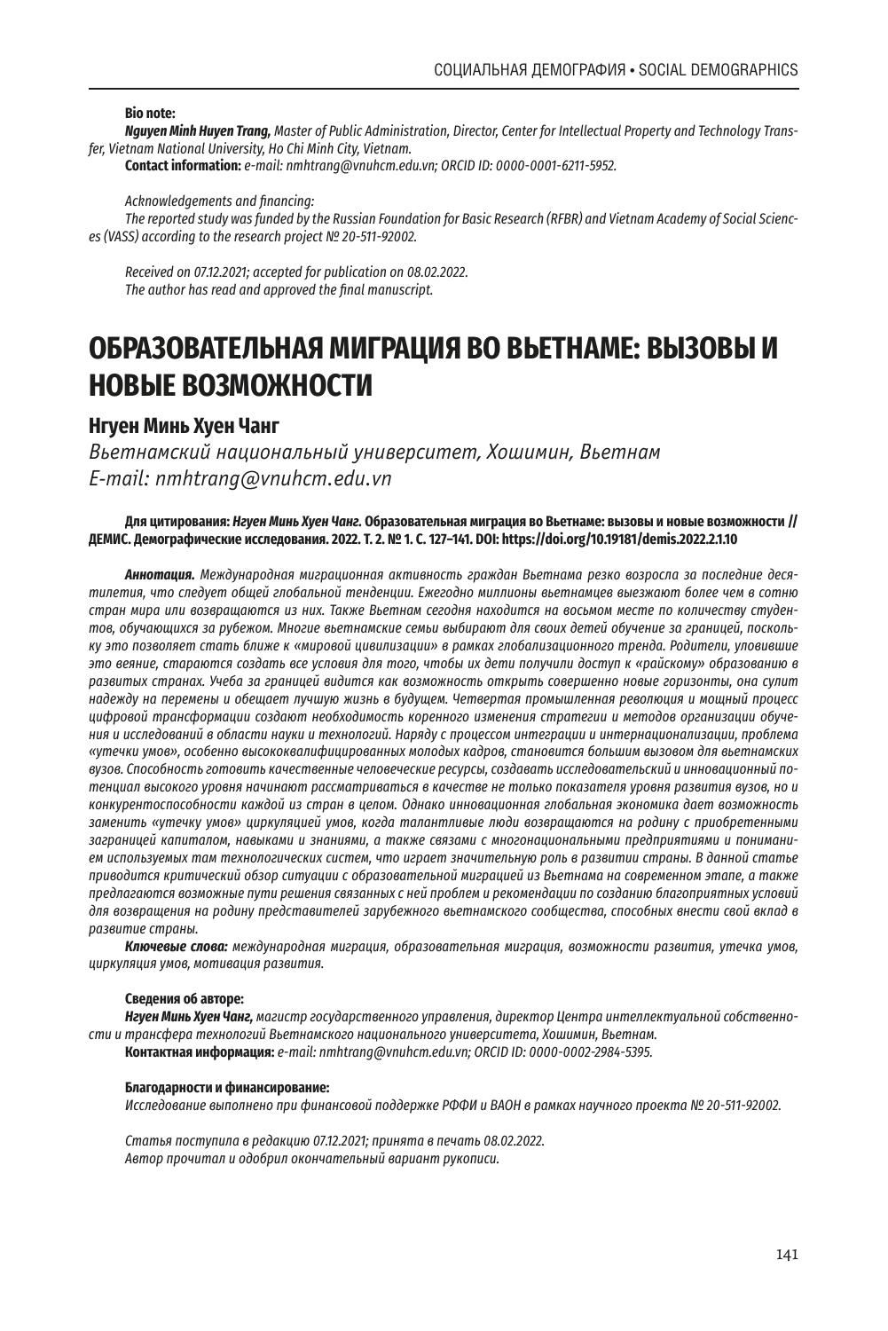**Bio note:**

***Nguyen Minh Huyen Trang,*** *Master of Public Administration, Director, Center for Intellectual Property and Technology Transfer, Vietnam National University, Ho Chi Minh City, Vietnam.*

**Contact information:** *e-mail: nmhtrang@vnuhcm.edu.vn; ORCID ID: 0000-0001-6211-5952.*

*Acknowledgements and financing:*

*The reported study was funded by the Russian Foundation for Basic Research (RFBR) and Vietnam Academy of Social Sciences (VASS) according to the research project № 20-511-92002.*

*Received on 07.12.2021; accepted for publication on 08.02.2022.*
*The author has read and approved the final manuscript.*

# ОБРАЗОВАТЕЛЬНАЯ МИГРАЦИЯ ВО ВЬЕТНАМЕ: ВЫЗОВЫ И НОВЫЕ ВОЗМОЖНОСТИ

## Нгуен Минь Хуен Чанг

*Вьетнамский национальный университет, Хошимин, Вьетнам*
*E-mail: nmhtrang@vnuhcm.edu.vn*

**Для цитирования: *Нгуен Минь Хуен Чанг.* Образовательная миграция во Вьетнаме: вызовы и новые возможности // ДЕМИС. Демографические исследования. 2022. Т. 2. № 1. С. 127–141. DOI: https://doi.org/10.19181/demis.2022.2.1.10**

***Аннотация.*** *Международная миграционная активность граждан Вьетнама резко возросла за последние десятилетия, что следует общей глобальной тенденции. Ежегодно миллионы вьетнамцев выезжают более чем в сотню стран мира или возвращаются из них. Также Вьетнам сегодня находится на восьмом месте по количеству студентов, обучающихся за рубежом. Многие вьетнамские семьи выбирают для своих детей обучение за границей, поскольку это позволяет стать ближе к «мировой цивилизации» в рамках глобализационного тренда. Родители, уловившие это веяние, стараются создать все условия для того, чтобы их дети получили доступ к «райскому» образованию в развитых странах. Учеба за границей видится как возможность открыть совершенно новые горизонты, она сулит надежду на перемены и обещает лучшую жизнь в будущем. Четвертая промышленная революция и мощный процесс цифровой трансформации создают необходимость коренного изменения стратегии и методов организации обучения и исследований в области науки и технологий. Наряду с процессом интеграции и интернационализации, проблема «утечки умов», особенно высококвалифицированных молодых кадров, становится большим вызовом для вьетнамских вузов. Способность готовить качественные человеческие ресурсы, создавать исследовательский и инновационный потенциал высокого уровня начинают рассматриваться в качестве не только показателя уровня развития вузов, но и конкурентоспособности каждой из стран в целом. Однако инновационная глобальная экономика дает возможность заменить «утечку умов» циркуляцией умов, когда талантливые люди возвращаются на родину с приобретенными заграницей капиталом, навыками и знаниями, а также связями с многонациональными предприятиями и пониманием используемых там технологических систем, что играет значительную роль в развитии страны. В данной статье приводится критический обзор ситуации с образовательной миграцией из Вьетнама на современном этапе, а также предлагаются возможные пути решения связанных с ней проблем и рекомендации по созданию благоприятных условий для возвращения на родину представителей зарубежного вьетнамского сообщества, способных внести свой вклад в развитие страны.*

***Ключевые слова:*** *международная миграция, образовательная миграция, возможности развития, утечка умов, циркуляция умов, мотивация развития.*

**Сведения об авторе:**

***Нгуен Минь Хуен Чанг,*** *магистр государственного управления, директор Центра интеллектуальной собственности и трансфера технологий Вьетнамского национального университета, Хошимин, Вьетнам.*

**Контактная информация:** *e-mail: nmhtrang@vnuhcm.edu.vn; ORCID ID: 0000-0002-2984-5395.*

**Благодарности и финансирование:**

*Исследование выполнено при финансовой поддержке РФФИ и ВАОН в рамках научного проекта № 20-511-92002.*

*Статья поступила в редакцию 07.12.2021; принята в печать 08.02.2022.*
*Автор прочитал и одобрил окончательный вариант рукописи.*